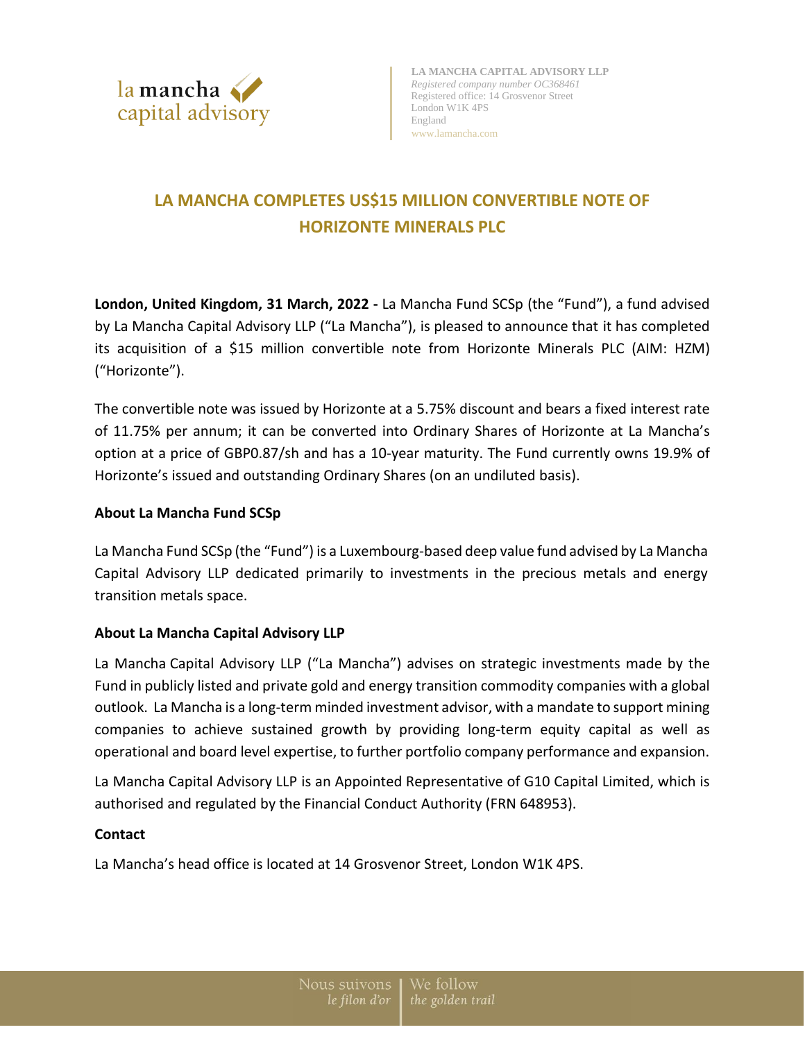la mancha capital advisory

**LA MANCHA CAPITAL ADVISORY LLP**
*Registered company number OC368461*
Registered office: 14 Grosvenor Street
London W1K 4PS
England
www.lamancha.com

# LA MANCHA COMPLETES US$15 MILLION CONVERTIBLE NOTE OF HORIZONTE MINERALS PLC

**London, United Kingdom, 31 March, 2022 -** La Mancha Fund SCSp (the "Fund"), a fund advised by La Mancha Capital Advisory LLP ("La Mancha"), is pleased to announce that it has completed its acquisition of a $15 million convertible note from Horizonte Minerals PLC (AIM: HZM) ("Horizonte").

The convertible note was issued by Horizonte at a 5.75% discount and bears a fixed interest rate of 11.75% per annum; it can be converted into Ordinary Shares of Horizonte at La Mancha's option at a price of GBP0.87/sh and has a 10-year maturity. The Fund currently owns 19.9% of Horizonte's issued and outstanding Ordinary Shares (on an undiluted basis).

**About La Mancha Fund SCSp**

La Mancha Fund SCSp (the "Fund") is a Luxembourg-based deep value fund advised by La Mancha Capital Advisory LLP dedicated primarily to investments in the precious metals and energy transition metals space.

**About La Mancha Capital Advisory LLP**

La Mancha Capital Advisory LLP ("La Mancha") advises on strategic investments made by the Fund in publicly listed and private gold and energy transition commodity companies with a global outlook. La Mancha is a long-term minded investment advisor, with a mandate to support mining companies to achieve sustained growth by providing long-term equity capital as well as operational and board level expertise, to further portfolio company performance and expansion.

La Mancha Capital Advisory LLP is an Appointed Representative of G10 Capital Limited, which is authorised and regulated by the Financial Conduct Authority (FRN 648953).

**Contact**

La Mancha's head office is located at 14 Grosvenor Street, London W1K 4PS.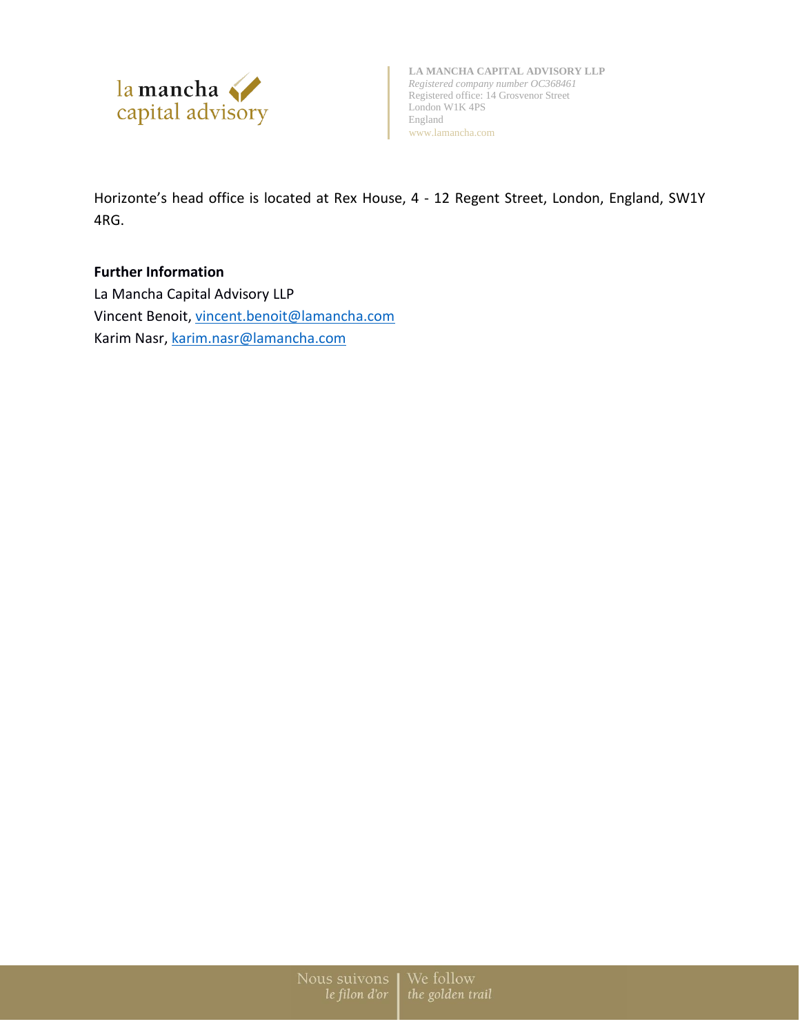Horizonte's head office is located at Rex House, 4 - 12 Regent Street, London, England, SW1Y 4RG.

**Further Information**

La Mancha Capital Advisory LLP

Vincent Benoit, vincent.benoit@lamancha.com

Karim Nasr, karim.nasr@lamancha.com